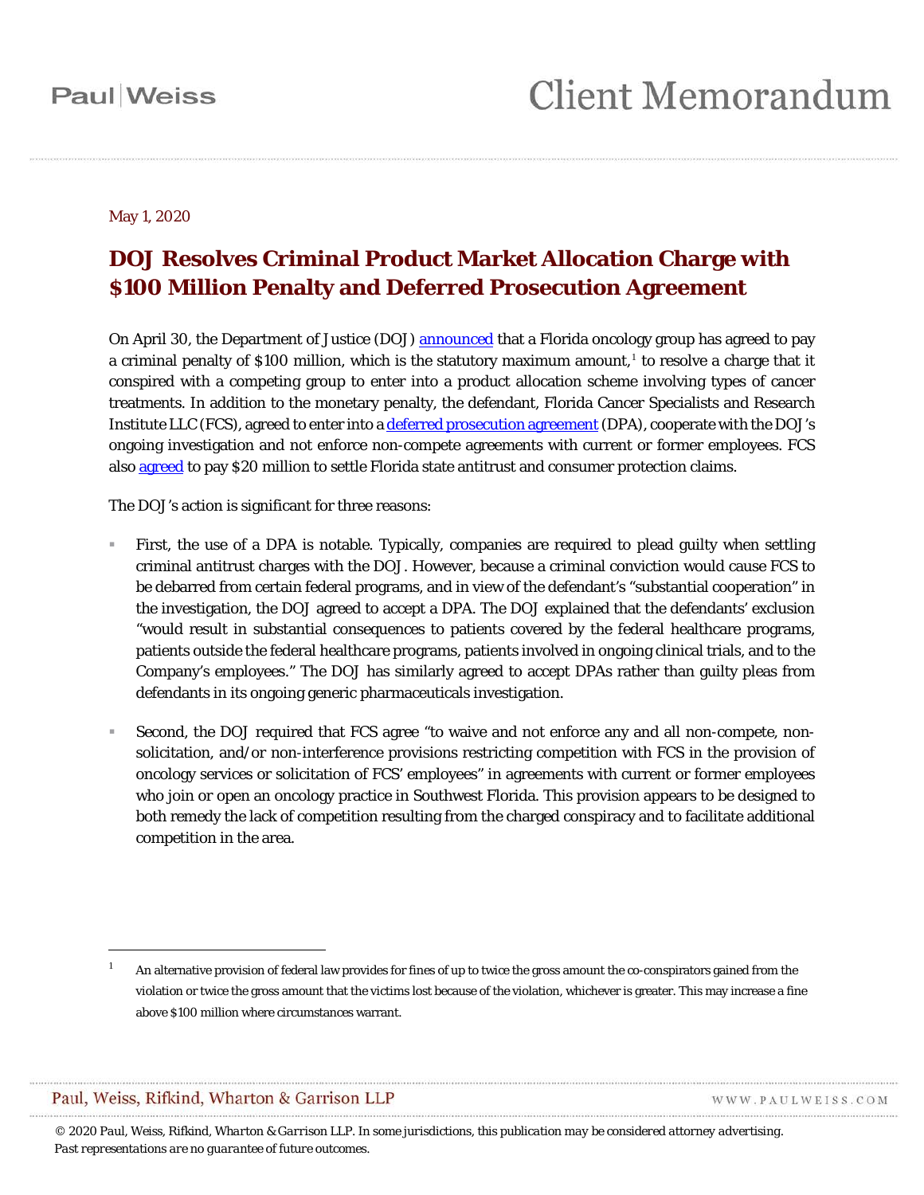May 1, 2020

# DOJ Resolves Criminal Product Market Allocation Charge with $100 Million Penalty and Deferred Prosecution Agreement

On April 30, the Department of Justice (DOJ) announced that a Florida oncology group has agreed to pay a criminal penalty of $100 million, which is the statutory maximum amount,[1] to resolve a charge that it conspired with a competing group to enter into a product allocation scheme involving types of cancer treatments. In addition to the monetary penalty, the defendant, Florida Cancer Specialists and Research Institute LLC (FCS), agreed to enter into a deferred prosecution agreement (DPA), cooperate with the DOJ's ongoing investigation and not enforce non-compete agreements with current or former employees. FCS also agreed to pay $20 million to settle Florida state antitrust and consumer protection claims.

The DOJ's action is significant for three reasons:

- First, the use of a DPA is notable. Typically, companies are required to plead guilty when settling criminal antitrust charges with the DOJ. However, because a criminal conviction would cause FCS to be debarred from certain federal programs, and in view of the defendant's "substantial cooperation" in the investigation, the DOJ agreed to accept a DPA. The DOJ explained that the defendants' exclusion "would result in substantial consequences to patients covered by the federal healthcare programs, patients outside the federal healthcare programs, patients involved in ongoing clinical trials, and to the Company's employees." The DOJ has similarly agreed to accept DPAs rather than guilty pleas from defendants in its ongoing generic pharmaceuticals investigation.

- Second, the DOJ required that FCS agree "to waive and not enforce any and all non-compete, non-solicitation, and/or non-interference provisions restricting competition with FCS in the provision of oncology services or solicitation of FCS' employees" in agreements with current or former employees who join or open an oncology practice in Southwest Florida. This provision appears to be designed to both remedy the lack of competition resulting from the charged conspiracy and to facilitate additional competition in the area.

[1] An alternative provision of federal law provides for fines of up to twice the gross amount the co-conspirators gained from the violation or twice the gross amount that the victims lost because of the violation, whichever is greater. This may increase a fine above $100 million where circumstances warrant.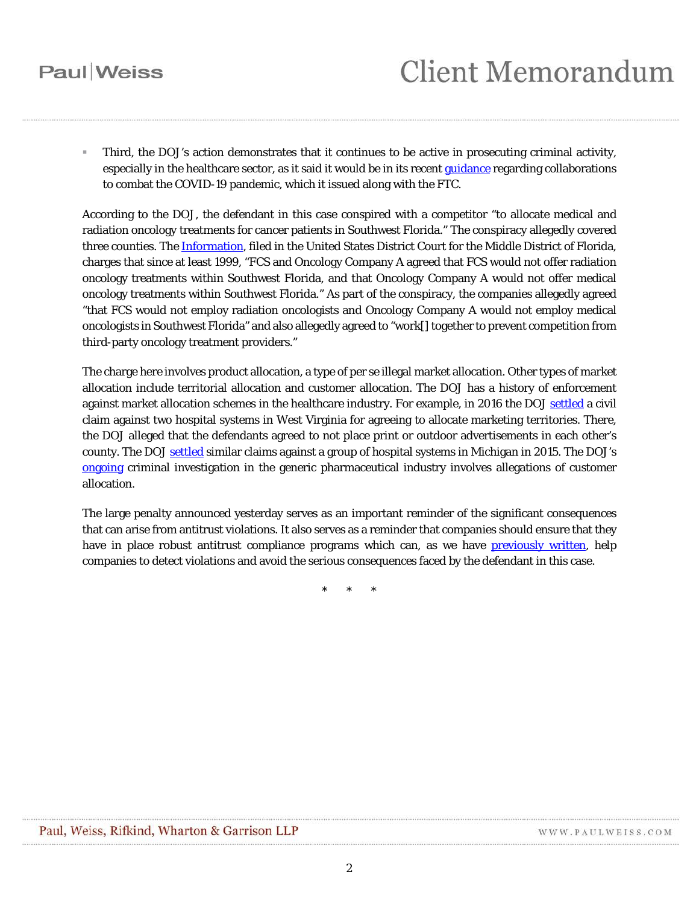- Third, the DOJ's action demonstrates that it continues to be active in prosecuting criminal activity, especially in the healthcare sector, as it said it would be in its recent guidance regarding collaborations to combat the COVID-19 pandemic, which it issued along with the FTC.

According to the DOJ, the defendant in this case conspired with a competitor "to allocate medical and radiation oncology treatments for cancer patients in Southwest Florida." The conspiracy allegedly covered three counties. The Information, filed in the United States District Court for the Middle District of Florida, charges that since at least 1999, "FCS and Oncology Company A agreed that FCS would not offer radiation oncology treatments within Southwest Florida, and that Oncology Company A would not offer medical oncology treatments within Southwest Florida." As part of the conspiracy, the companies allegedly agreed "that FCS would not employ radiation oncologists and Oncology Company A would not employ medical oncologists in Southwest Florida" and also allegedly agreed to "work[] together to prevent competition from third-party oncology treatment providers."

The charge here involves product allocation, a type of per se illegal market allocation. Other types of market allocation include territorial allocation and customer allocation. The DOJ has a history of enforcement against market allocation schemes in the healthcare industry. For example, in 2016 the DOJ settled a civil claim against two hospital systems in West Virginia for agreeing to allocate marketing territories. There, the DOJ alleged that the defendants agreed to not place print or outdoor advertisements in each other's county. The DOJ settled similar claims against a group of hospital systems in Michigan in 2015. The DOJ's ongoing criminal investigation in the generic pharmaceutical industry involves allegations of customer allocation.

The large penalty announced yesterday serves as an important reminder of the significant consequences that can arise from antitrust violations. It also serves as a reminder that companies should ensure that they have in place robust antitrust compliance programs which can, as we have previously written, help companies to detect violations and avoid the serious consequences faced by the defendant in this case.

\* \* \*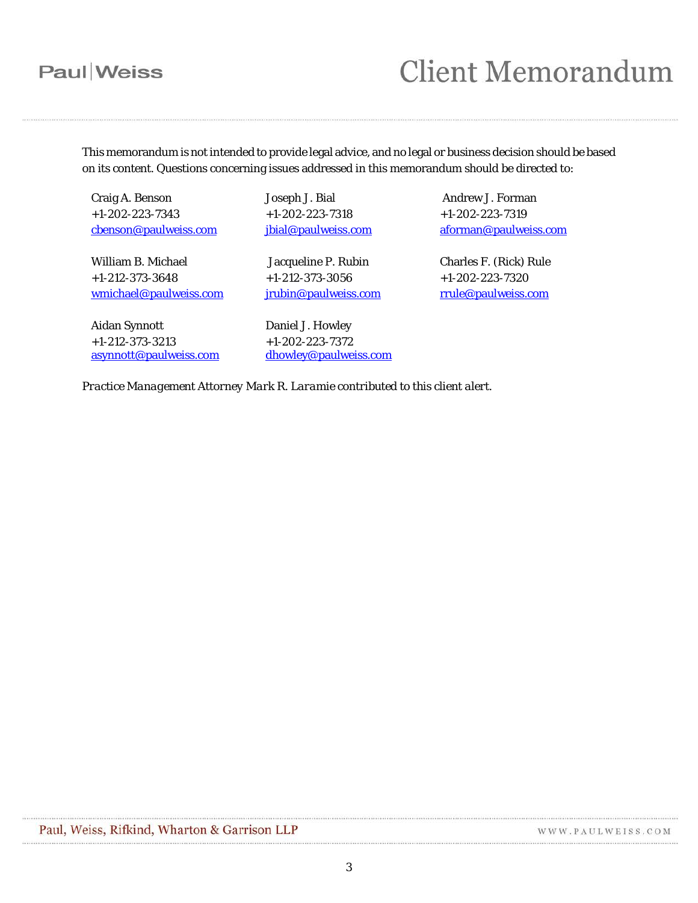This memorandum is not intended to provide legal advice, and no legal or business decision should be based on its content. Questions concerning issues addressed in this memorandum should be directed to:

| | | |
|---|---|---|
| Craig A. Benson<br>+1-202-223-7343<br>cbenson@paulweiss.com | Joseph J. Bial<br>+1-202-223-7318<br>jbial@paulweiss.com | Andrew J. Forman<br>+1-202-223-7319<br>aforman@paulweiss.com |
| William B. Michael<br>+1-212-373-3648<br>wmichael@paulweiss.com | Jacqueline P. Rubin<br>+1-212-373-3056<br>jrubin@paulweiss.com | Charles F. (Rick) Rule<br>+1-202-223-7320<br>rrule@paulweiss.com |
| Aidan Synnott<br>+1-212-373-3213<br>asynnott@paulweiss.com | Daniel J. Howley<br>+1-202-223-7372<br>dhowley@paulweiss.com | |

*Practice Management Attorney Mark R. Laramie contributed to this client alert.*